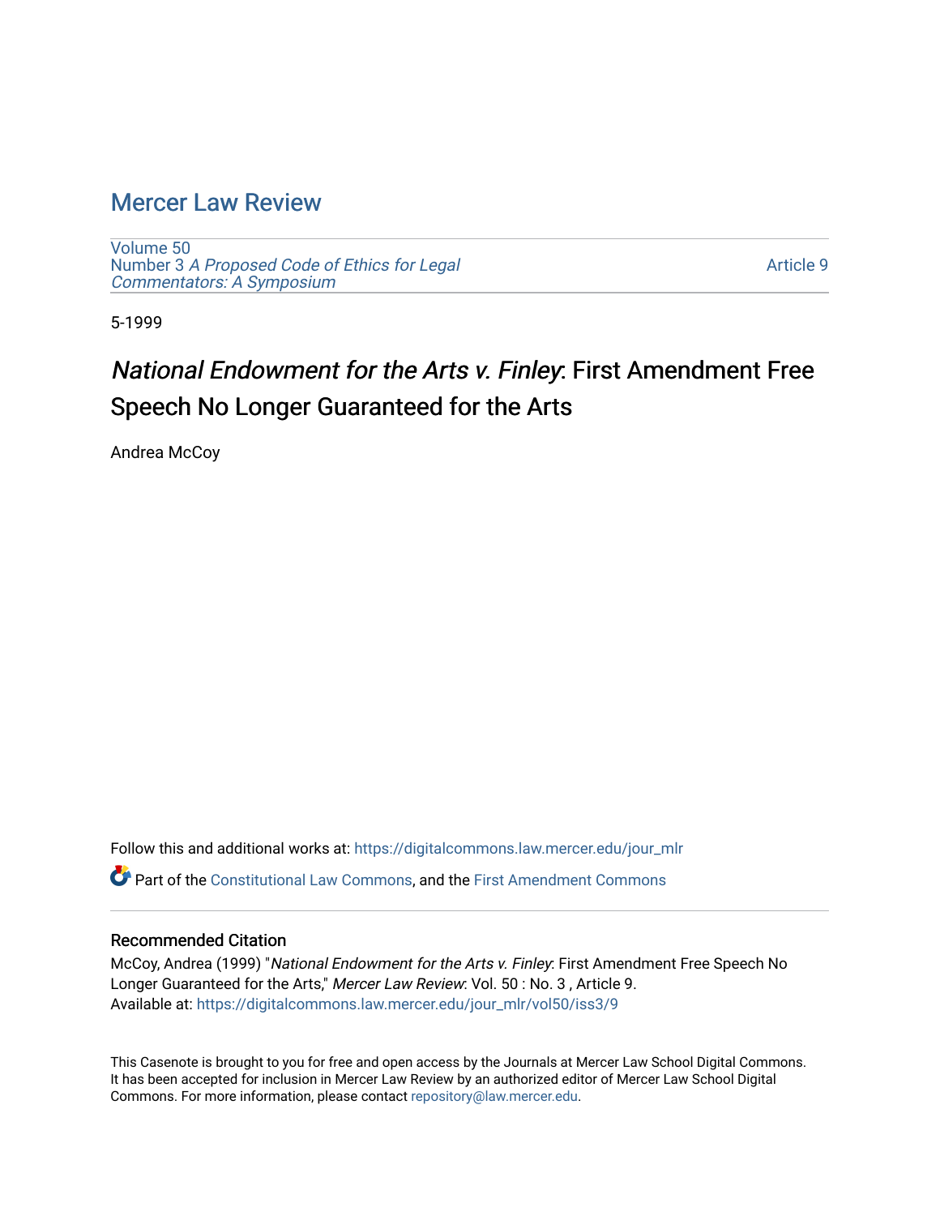# Mercer Law Review

Volume 50
Number 3 *A Proposed Code of Ethics for Legal Commentators: A Symposium*

Article 9

5-1999

## *National Endowment for the Arts v. Finley*: First Amendment Free Speech No Longer Guaranteed for the Arts

Andrea McCoy

Follow this and additional works at: https://digitalcommons.law.mercer.edu/jour_mlr

Part of the Constitutional Law Commons, and the First Amendment Commons

### Recommended Citation

McCoy, Andrea (1999) "*National Endowment for the Arts v. Finley*: First Amendment Free Speech No Longer Guaranteed for the Arts," *Mercer Law Review*: Vol. 50 : No. 3 , Article 9.
Available at: https://digitalcommons.law.mercer.edu/jour_mlr/vol50/iss3/9

This Casenote is brought to you for free and open access by the Journals at Mercer Law School Digital Commons. It has been accepted for inclusion in Mercer Law Review by an authorized editor of Mercer Law School Digital Commons. For more information, please contact repository@law.mercer.edu.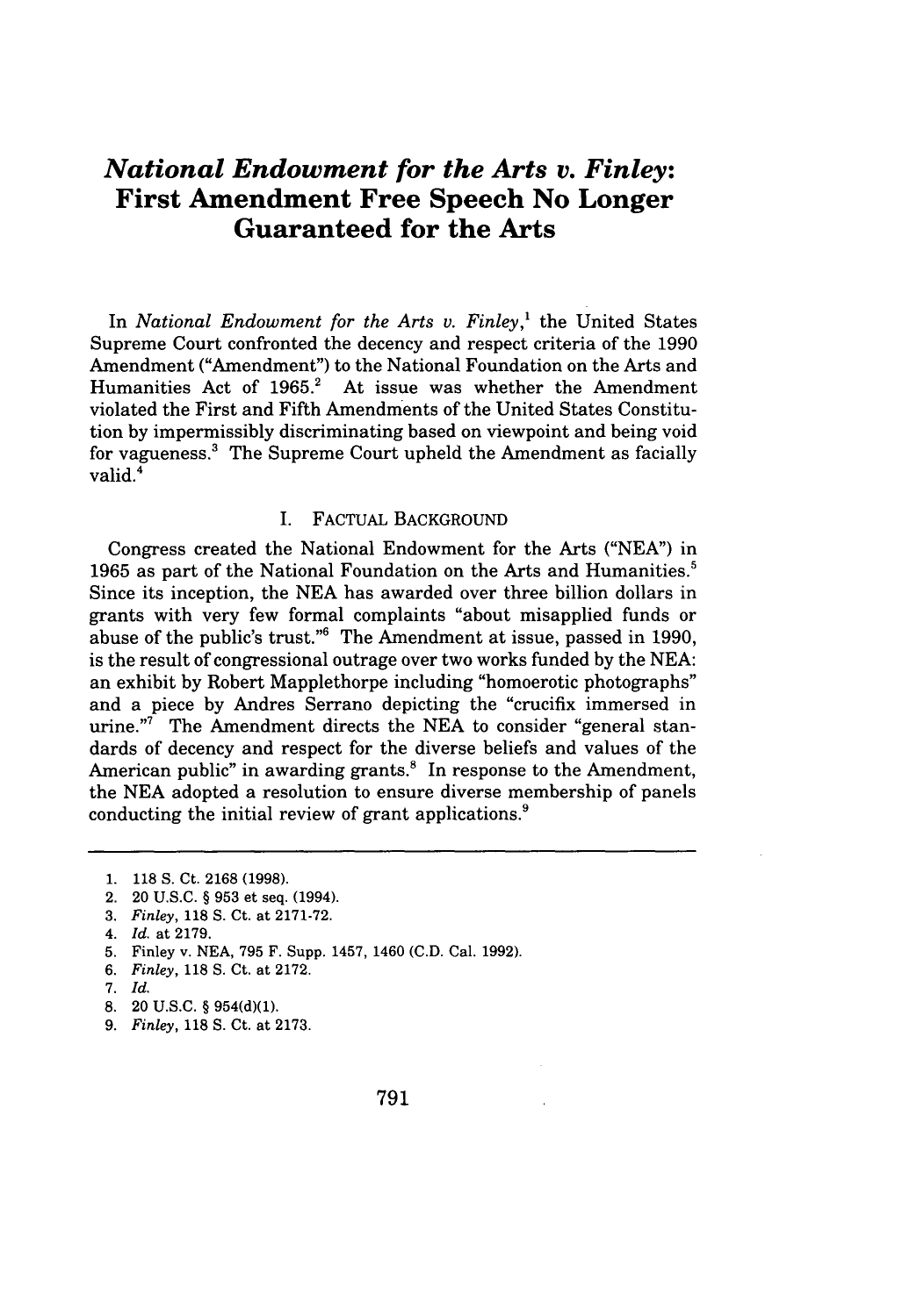# *National Endowment for the Arts v. Finley*: First Amendment Free Speech No Longer Guaranteed for the Arts

In *National Endowment for the Arts v. Finley*,[1] the United States Supreme Court confronted the decency and respect criteria of the 1990 Amendment ("Amendment") to the National Foundation on the Arts and Humanities Act of 1965.[2] At issue was whether the Amendment violated the First and Fifth Amendments of the United States Constitution by impermissibly discriminating based on viewpoint and being void for vagueness.[3] The Supreme Court upheld the Amendment as facially valid.[4]

## I. FACTUAL BACKGROUND

Congress created the National Endowment for the Arts ("NEA") in 1965 as part of the National Foundation on the Arts and Humanities.[5] Since its inception, the NEA has awarded over three billion dollars in grants with very few formal complaints "about misapplied funds or abuse of the public's trust."[6] The Amendment at issue, passed in 1990, is the result of congressional outrage over two works funded by the NEA: an exhibit by Robert Mapplethorpe including "homoerotic photographs" and a piece by Andres Serrano depicting the "crucifix immersed in urine."[7] The Amendment directs the NEA to consider "general standards of decency and respect for the diverse beliefs and values of the American public" in awarding grants.[8] In response to the Amendment, the NEA adopted a resolution to ensure diverse membership of panels conducting the initial review of grant applications.[9]

---

1. 118 S. Ct. 2168 (1998).
2. 20 U.S.C. § 953 et seq. (1994).
3. *Finley*, 118 S. Ct. at 2171-72.
4. *Id.* at 2179.
5. Finley v. NEA, 795 F. Supp. 1457, 1460 (C.D. Cal. 1992).
6. *Finley*, 118 S. Ct. at 2172.
7. *Id.*
8. 20 U.S.C. § 954(d)(1).
9. *Finley*, 118 S. Ct. at 2173.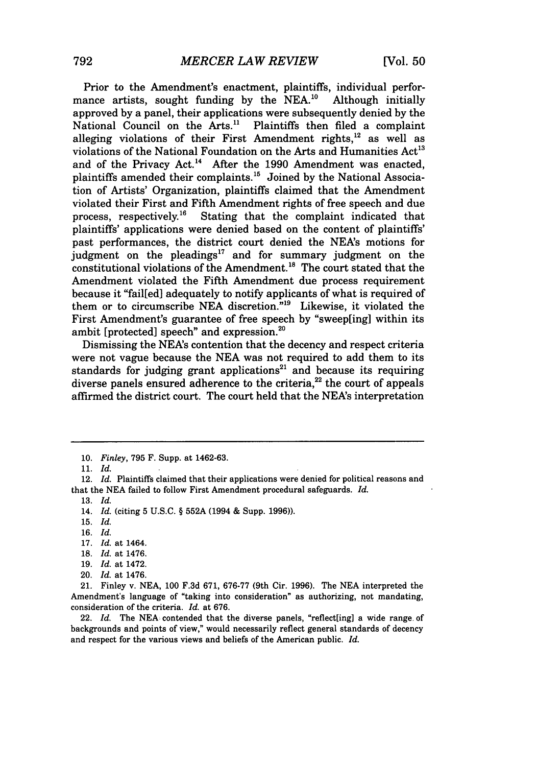Prior to the Amendment's enactment, plaintiffs, individual performance artists, sought funding by the NEA.[10] Although initially approved by a panel, their applications were subsequently denied by the National Council on the Arts.[11] Plaintiffs then filed a complaint alleging violations of their First Amendment rights,[12] as well as violations of the National Foundation on the Arts and Humanities Act[13] and of the Privacy Act.[14] After the 1990 Amendment was enacted, plaintiffs amended their complaints.[15] Joined by the National Association of Artists' Organization, plaintiffs claimed that the Amendment violated their First and Fifth Amendment rights of free speech and due process, respectively.[16] Stating that the complaint indicated that plaintiffs' applications were denied based on the content of plaintiffs' past performances, the district court denied the NEA's motions for judgment on the pleadings[17] and for summary judgment on the constitutional violations of the Amendment.[18] The court stated that the Amendment violated the Fifth Amendment due process requirement because it "fail[ed] adequately to notify applicants of what is required of them or to circumscribe NEA discretion."[19] Likewise, it violated the First Amendment's guarantee of free speech by "sweep[ing] within its ambit [protected] speech" and expression.[20]

Dismissing the NEA's contention that the decency and respect criteria were not vague because the NEA was not required to add them to its standards for judging grant applications[21] and because its requiring diverse panels ensured adherence to the criteria,[22] the court of appeals affirmed the district court. The court held that the NEA's interpretation

---

10. *Finley*, 795 F. Supp. at 1462-63.

11. *Id.*

12. *Id.* Plaintiffs claimed that their applications were denied for political reasons and that the NEA failed to follow First Amendment procedural safeguards. *Id.*

13. *Id.*

14. *Id.* (citing 5 U.S.C. § 552A (1994 & Supp. 1996)).

15. *Id.*

16. *Id.*

17. *Id.* at 1464.

18. *Id.* at 1476.

19. *Id.* at 1472.

20. *Id.* at 1476.

21. Finley v. NEA, 100 F.3d 671, 676-77 (9th Cir. 1996). The NEA interpreted the Amendment's language of "taking into consideration" as authorizing, not mandating, consideration of the criteria. *Id.* at 676.

22. *Id.* The NEA contended that the diverse panels, "reflect[ing] a wide range of backgrounds and points of view," would necessarily reflect general standards of decency and respect for the various views and beliefs of the American public. *Id.*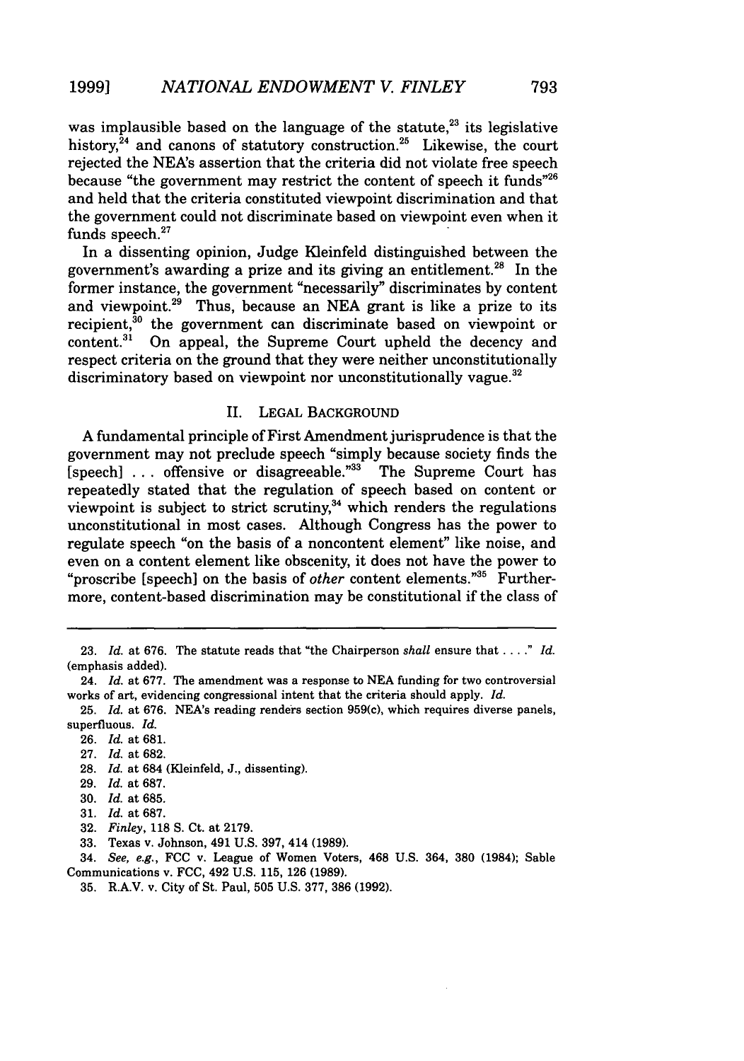was implausible based on the language of the statute,[23] its legislative history,[24] and canons of statutory construction.[25] Likewise, the court rejected the NEA's assertion that the criteria did not violate free speech because "the government may restrict the content of speech it funds"[26] and held that the criteria constituted viewpoint discrimination and that the government could not discriminate based on viewpoint even when it funds speech.[27]

In a dissenting opinion, Judge Kleinfeld distinguished between the government's awarding a prize and its giving an entitlement.[28] In the former instance, the government "necessarily" discriminates by content and viewpoint.[29] Thus, because an NEA grant is like a prize to its recipient,[30] the government can discriminate based on viewpoint or content.[31] On appeal, the Supreme Court upheld the decency and respect criteria on the ground that they were neither unconstitutionally discriminatory based on viewpoint nor unconstitutionally vague.[32]

## II. LEGAL BACKGROUND

A fundamental principle of First Amendment jurisprudence is that the government may not preclude speech "simply because society finds the [speech] . . . offensive or disagreeable."[33] The Supreme Court has repeatedly stated that the regulation of speech based on content or viewpoint is subject to strict scrutiny,[34] which renders the regulations unconstitutional in most cases. Although Congress has the power to regulate speech "on the basis of a noncontent element" like noise, and even on a content element like obscenity, it does not have the power to "proscribe [speech] on the basis of *other* content elements."[35] Furthermore, content-based discrimination may be constitutional if the class of

---

23. *Id.* at 676. The statute reads that "the Chairperson *shall* ensure that . . . ." *Id.* (emphasis added).

24. *Id.* at 677. The amendment was a response to NEA funding for two controversial works of art, evidencing congressional intent that the criteria should apply. *Id.*

25. *Id.* at 676. NEA's reading renders section 959(c), which requires diverse panels, superfluous. *Id.*

26. *Id.* at 681.

27. *Id.* at 682.

28. *Id.* at 684 (Kleinfeld, J., dissenting).

29. *Id.* at 687.

30. *Id.* at 685.

31. *Id.* at 687.

32. *Finley*, 118 S. Ct. at 2179.

33. Texas v. Johnson, 491 U.S. 397, 414 (1989).

34. *See, e.g.*, FCC v. League of Women Voters, 468 U.S. 364, 380 (1984); Sable Communications v. FCC, 492 U.S. 115, 126 (1989).

35. R.A.V. v. City of St. Paul, 505 U.S. 377, 386 (1992).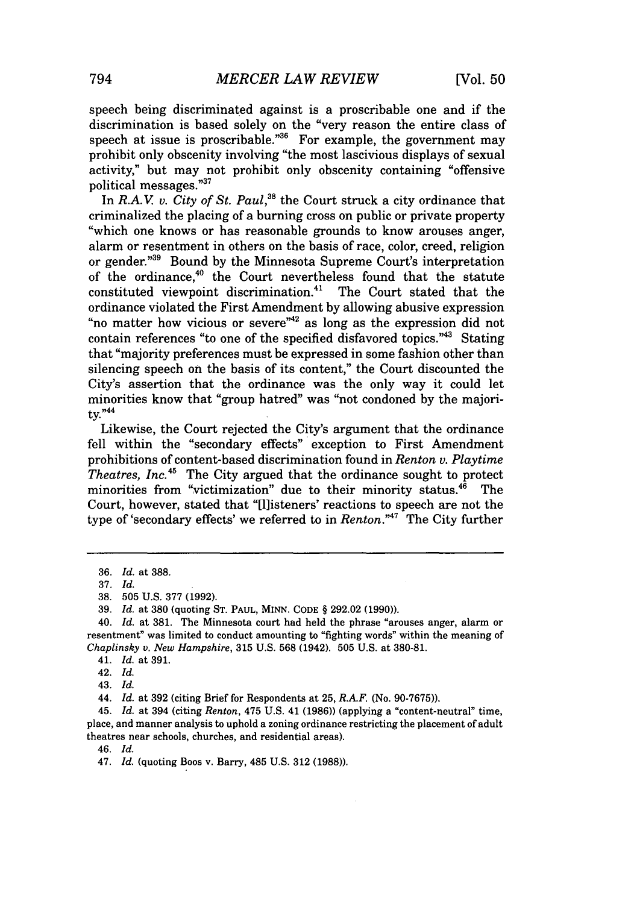speech being discriminated against is a proscribable one and if the discrimination is based solely on the "very reason the entire class of speech at issue is proscribable."[36] For example, the government may prohibit only obscenity involving "the most lascivious displays of sexual activity," but may not prohibit only obscenity containing "offensive political messages."[37]

In *R.A.V. v. City of St. Paul*,[38] the Court struck a city ordinance that criminalized the placing of a burning cross on public or private property "which one knows or has reasonable grounds to know arouses anger, alarm or resentment in others on the basis of race, color, creed, religion or gender."[39] Bound by the Minnesota Supreme Court's interpretation of the ordinance,[40] the Court nevertheless found that the statute constituted viewpoint discrimination.[41] The Court stated that the ordinance violated the First Amendment by allowing abusive expression "no matter how vicious or severe"[42] as long as the expression did not contain references "to one of the specified disfavored topics."[43] Stating that "majority preferences must be expressed in some fashion other than silencing speech on the basis of its content," the Court discounted the City's assertion that the ordinance was the only way it could let minorities know that "group hatred" was "not condoned by the majority."[44]

Likewise, the Court rejected the City's argument that the ordinance fell within the "secondary effects" exception to First Amendment prohibitions of content-based discrimination found in *Renton v. Playtime Theatres, Inc.*[45] The City argued that the ordinance sought to protect minorities from "victimization" due to their minority status.[46] The Court, however, stated that "[l]isteners' reactions to speech are not the type of 'secondary effects' we referred to in *Renton*."[47] The City further

---

36. *Id.* at 388.

37. *Id.*

38. 505 U.S. 377 (1992).

39. *Id.* at 380 (quoting ST. PAUL, MINN. CODE § 292.02 (1990)).

40. *Id.* at 381. The Minnesota court had held the phrase "arouses anger, alarm or resentment" was limited to conduct amounting to "fighting words" within the meaning of *Chaplinsky v. New Hampshire*, 315 U.S. 568 (1942). 505 U.S. at 380-81.

41. *Id.* at 391.

42. *Id.*

43. *Id.*

44. *Id.* at 392 (citing Brief for Respondents at 25, *R.A.F.* (No. 90-7675)).

45. *Id.* at 394 (citing *Renton*, 475 U.S. 41 (1986)) (applying a "content-neutral" time, place, and manner analysis to uphold a zoning ordinance restricting the placement of adult theatres near schools, churches, and residential areas).

46. *Id.*

47. *Id.* (quoting Boos v. Barry, 485 U.S. 312 (1988)).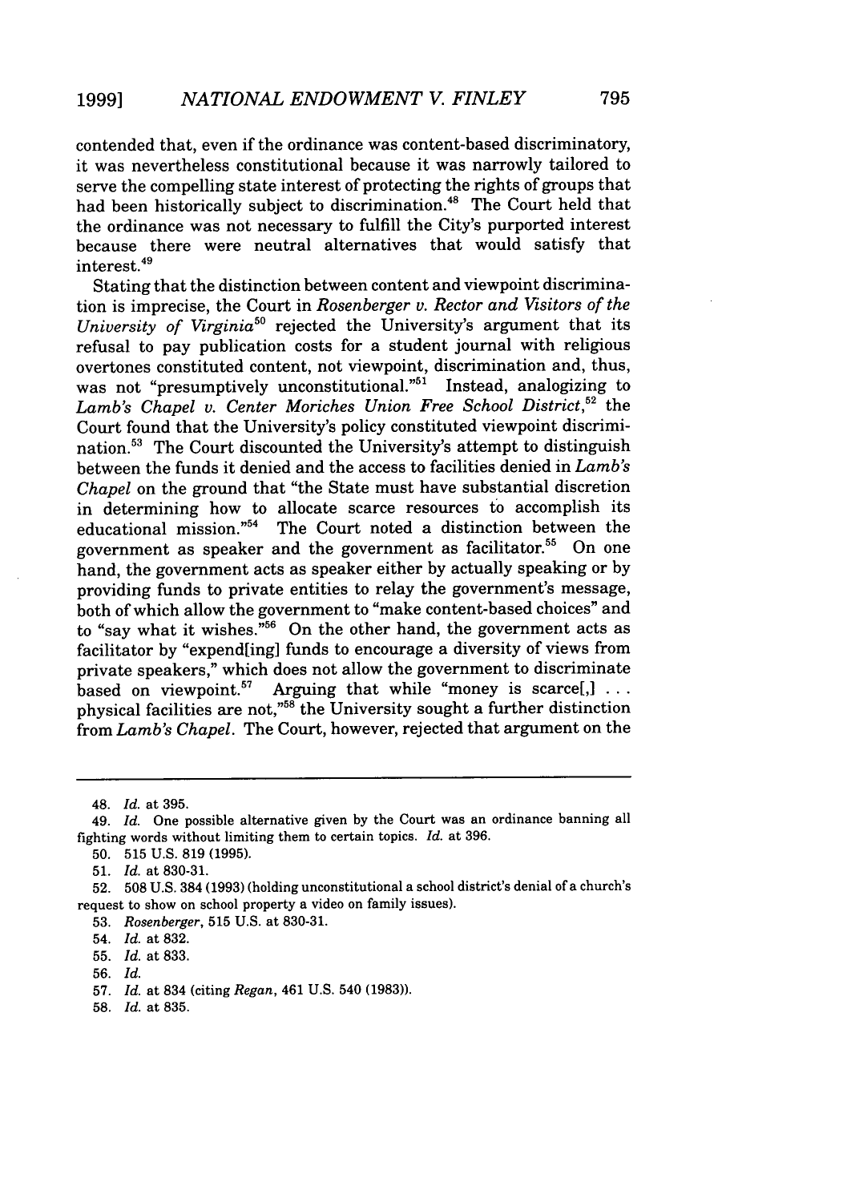contended that, even if the ordinance was content-based discriminatory, it was nevertheless constitutional because it was narrowly tailored to serve the compelling state interest of protecting the rights of groups that had been historically subject to discrimination.[48] The Court held that the ordinance was not necessary to fulfill the City's purported interest because there were neutral alternatives that would satisfy that interest.[49]

Stating that the distinction between content and viewpoint discrimination is imprecise, the Court in *Rosenberger v. Rector and Visitors of the University of Virginia*[50] rejected the University's argument that its refusal to pay publication costs for a student journal with religious overtones constituted content, not viewpoint, discrimination and, thus, was not "presumptively unconstitutional."[51] Instead, analogizing to *Lamb's Chapel v. Center Moriches Union Free School District*,[52] the Court found that the University's policy constituted viewpoint discrimination.[53] The Court discounted the University's attempt to distinguish between the funds it denied and the access to facilities denied in *Lamb's Chapel* on the ground that "the State must have substantial discretion in determining how to allocate scarce resources to accomplish its educational mission."[54] The Court noted a distinction between the government as speaker and the government as facilitator.[55] On one hand, the government acts as speaker either by actually speaking or by providing funds to private entities to relay the government's message, both of which allow the government to "make content-based choices" and to "say what it wishes."[56] On the other hand, the government acts as facilitator by "expend[ing] funds to encourage a diversity of views from private speakers," which does not allow the government to discriminate based on viewpoint.[57] Arguing that while "money is scarce[,] . . . physical facilities are not,"[58] the University sought a further distinction from *Lamb's Chapel*. The Court, however, rejected that argument on the

---

48. *Id.* at 395.

49. *Id.* One possible alternative given by the Court was an ordinance banning all fighting words without limiting them to certain topics. *Id.* at 396.

50. 515 U.S. 819 (1995).

51. *Id.* at 830-31.

52. 508 U.S. 384 (1993) (holding unconstitutional a school district's denial of a church's request to show on school property a video on family issues).

53. *Rosenberger*, 515 U.S. at 830-31.

54. *Id.* at 832.

55. *Id.* at 833.

56. *Id.*

57. *Id.* at 834 (citing *Regan*, 461 U.S. 540 (1983)).

58. *Id.* at 835.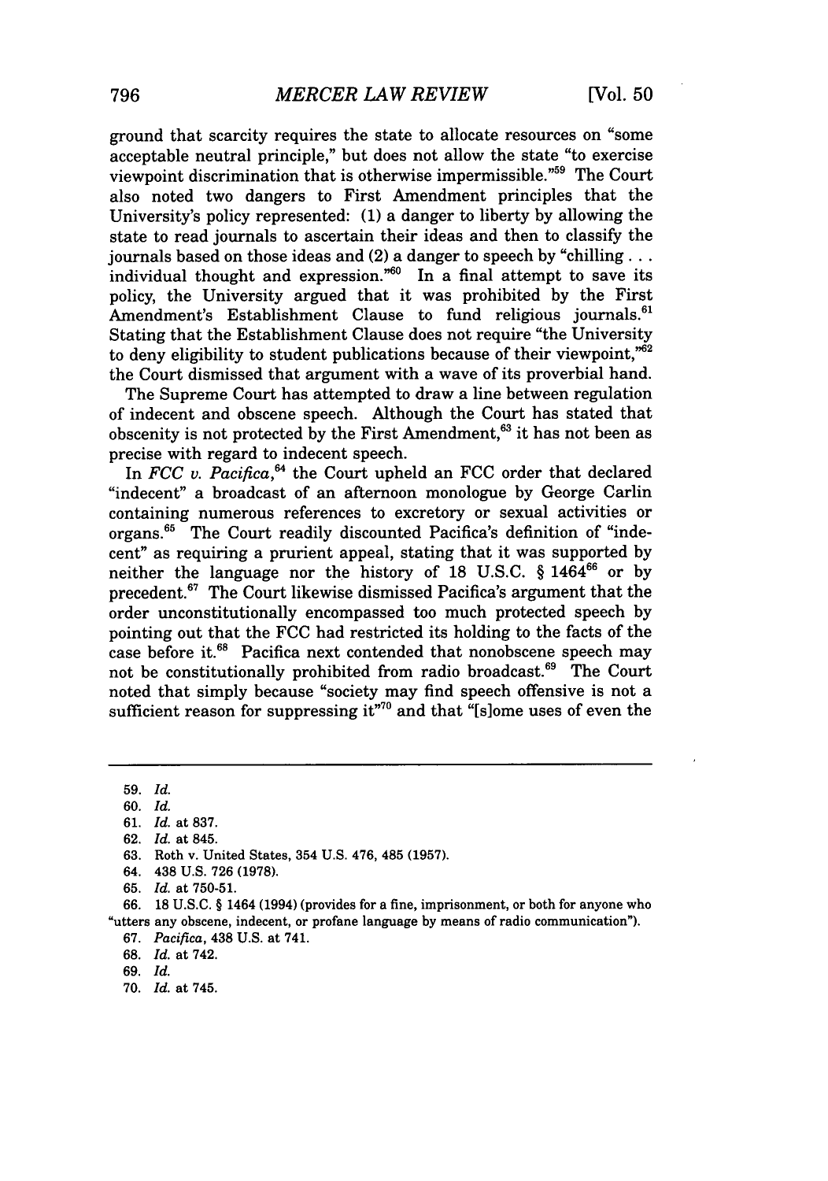ground that scarcity requires the state to allocate resources on "some acceptable neutral principle," but does not allow the state "to exercise viewpoint discrimination that is otherwise impermissible."[59] The Court also noted two dangers to First Amendment principles that the University's policy represented: (1) a danger to liberty by allowing the state to read journals to ascertain their ideas and then to classify the journals based on those ideas and (2) a danger to speech by "chilling . . . individual thought and expression."[60] In a final attempt to save its policy, the University argued that it was prohibited by the First Amendment's Establishment Clause to fund religious journals.[61] Stating that the Establishment Clause does not require "the University to deny eligibility to student publications because of their viewpoint,"[62] the Court dismissed that argument with a wave of its proverbial hand.

The Supreme Court has attempted to draw a line between regulation of indecent and obscene speech. Although the Court has stated that obscenity is not protected by the First Amendment,[63] it has not been as precise with regard to indecent speech.

In *FCC v. Pacifica*,[64] the Court upheld an FCC order that declared "indecent" a broadcast of an afternoon monologue by George Carlin containing numerous references to excretory or sexual activities or organs.[65] The Court readily discounted Pacifica's definition of "indecent" as requiring a prurient appeal, stating that it was supported by neither the language nor the history of 18 U.S.C. § 1464[66] or by precedent.[67] The Court likewise dismissed Pacifica's argument that the order unconstitutionally encompassed too much protected speech by pointing out that the FCC had restricted its holding to the facts of the case before it.[68] Pacifica next contended that nonobscene speech may not be constitutionally prohibited from radio broadcast.[69] The Court noted that simply because "society may find speech offensive is not a sufficient reason for suppressing it"[70] and that "[s]ome uses of even the

---

59. *Id.*
60. *Id.*
61. *Id.* at 837.
62. *Id.* at 845.
63. Roth v. United States, 354 U.S. 476, 485 (1957).
64. 438 U.S. 726 (1978).
65. *Id.* at 750-51.
66. 18 U.S.C. § 1464 (1994) (provides for a fine, imprisonment, or both for anyone who "utters any obscene, indecent, or profane language by means of radio communication").
67. *Pacifica*, 438 U.S. at 741.
68. *Id.* at 742.
69. *Id.*
70. *Id.* at 745.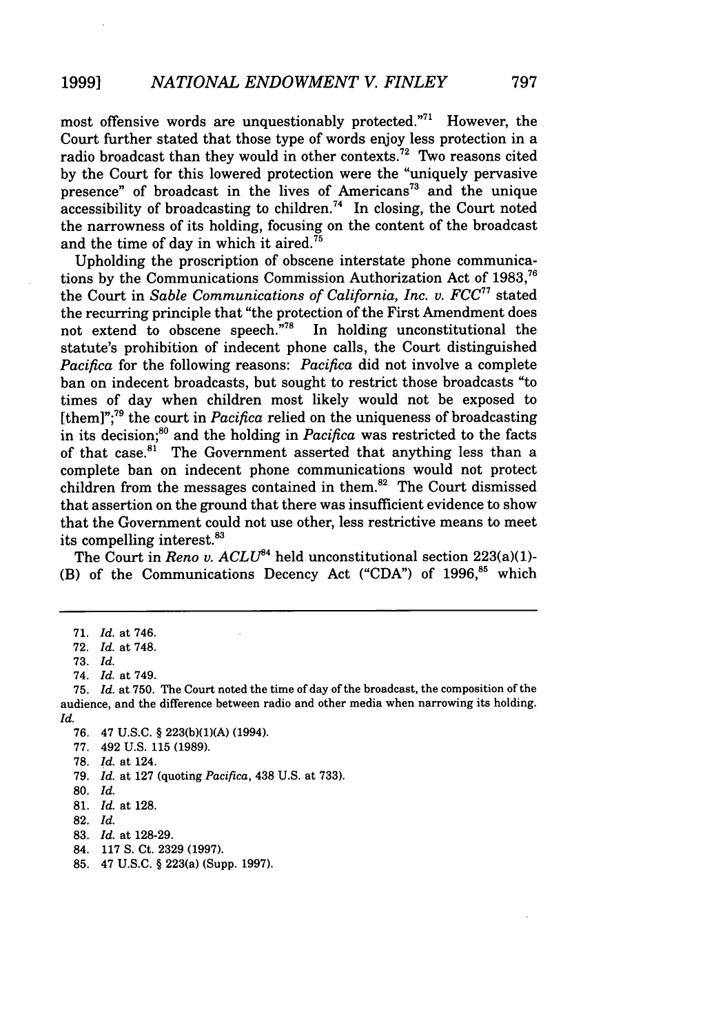most offensive words are unquestionably protected."[71] However, the Court further stated that those type of words enjoy less protection in a radio broadcast than they would in other contexts.[72] Two reasons cited by the Court for this lowered protection were the "uniquely pervasive presence" of broadcast in the lives of Americans[73] and the unique accessibility of broadcasting to children.[74] In closing, the Court noted the narrowness of its holding, focusing on the content of the broadcast and the time of day in which it aired.[75]

Upholding the proscription of obscene interstate phone communications by the Communications Commission Authorization Act of 1983,[76] the Court in *Sable Communications of California, Inc. v. FCC*[77] stated the recurring principle that "the protection of the First Amendment does not extend to obscene speech."[78] In holding unconstitutional the statute's prohibition of indecent phone calls, the Court distinguished *Pacifica* for the following reasons: *Pacifica* did not involve a complete ban on indecent broadcasts, but sought to restrict those broadcasts "to times of day when children most likely would not be exposed to [them]";[79] the court in *Pacifica* relied on the uniqueness of broadcasting in its decision;[80] and the holding in *Pacifica* was restricted to the facts of that case.[81] The Government asserted that anything less than a complete ban on indecent phone communications would not protect children from the messages contained in them.[82] The Court dismissed that assertion on the ground that there was insufficient evidence to show that the Government could not use other, less restrictive means to meet its compelling interest.[83]

The Court in *Reno v. ACLU*[84] held unconstitutional section 223(a)(1)-(B) of the Communications Decency Act ("CDA") of 1996,[85] which

---

71. *Id.* at 746.
72. *Id.* at 748.
73. *Id.*
74. *Id.* at 749.
75. *Id.* at 750. The Court noted the time of day of the broadcast, the composition of the audience, and the difference between radio and other media when narrowing its holding. *Id.*
76. 47 U.S.C. § 223(b)(1)(A) (1994).
77. 492 U.S. 115 (1989).
78. *Id.* at 124.
79. *Id.* at 127 (quoting *Pacifica*, 438 U.S. at 733).
80. *Id.*
81. *Id.* at 128.
82. *Id.*
83. *Id.* at 128-29.
84. 117 S. Ct. 2329 (1997).
85. 47 U.S.C. § 223(a) (Supp. 1997).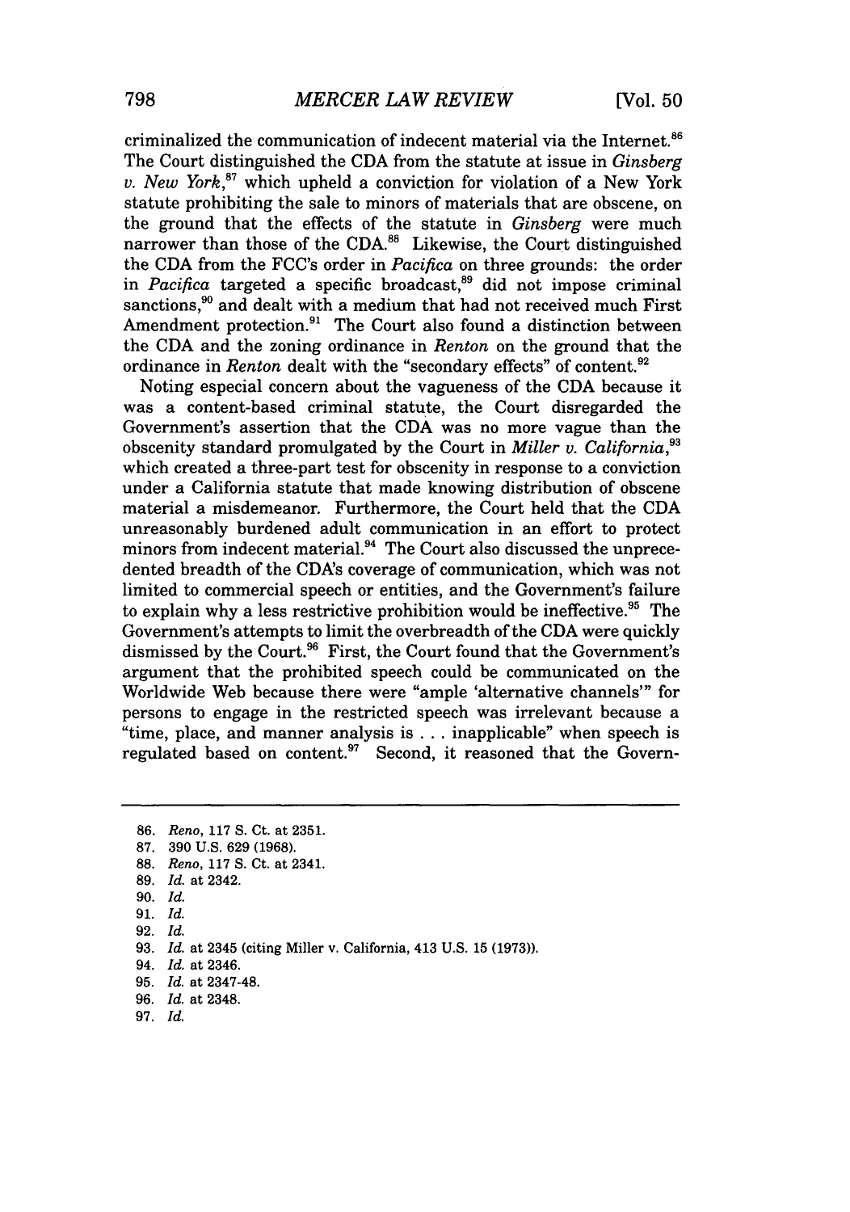criminalized the communication of indecent material via the Internet.[86] The Court distinguished the CDA from the statute at issue in *Ginsberg v. New York*,[87] which upheld a conviction for violation of a New York statute prohibiting the sale to minors of materials that are obscene, on the ground that the effects of the statute in *Ginsberg* were much narrower than those of the CDA.[88] Likewise, the Court distinguished the CDA from the FCC's order in *Pacifica* on three grounds: the order in *Pacifica* targeted a specific broadcast,[89] did not impose criminal sanctions,[90] and dealt with a medium that had not received much First Amendment protection.[91] The Court also found a distinction between the CDA and the zoning ordinance in *Renton* on the ground that the ordinance in *Renton* dealt with the "secondary effects" of content.[92]

Noting especial concern about the vagueness of the CDA because it was a content-based criminal statute, the Court disregarded the Government's assertion that the CDA was no more vague than the obscenity standard promulgated by the Court in *Miller v. California*,[93] which created a three-part test for obscenity in response to a conviction under a California statute that made knowing distribution of obscene material a misdemeanor. Furthermore, the Court held that the CDA unreasonably burdened adult communication in an effort to protect minors from indecent material.[94] The Court also discussed the unprecedented breadth of the CDA's coverage of communication, which was not limited to commercial speech or entities, and the Government's failure to explain why a less restrictive prohibition would be ineffective.[95] The Government's attempts to limit the overbreadth of the CDA were quickly dismissed by the Court.[96] First, the Court found that the Government's argument that the prohibited speech could be communicated on the Worldwide Web because there were "ample 'alternative channels'" for persons to engage in the restricted speech was irrelevant because a "time, place, and manner analysis is . . . inapplicable" when speech is regulated based on content.[97] Second, it reasoned that the Govern-

---

86. *Reno*, 117 S. Ct. at 2351.
87. 390 U.S. 629 (1968).
88. *Reno*, 117 S. Ct. at 2341.
89. *Id.* at 2342.
90. *Id.*
91. *Id.*
92. *Id.*
93. *Id.* at 2345 (citing Miller v. California, 413 U.S. 15 (1973)).
94. *Id.* at 2346.
95. *Id.* at 2347-48.
96. *Id.* at 2348.
97. *Id.*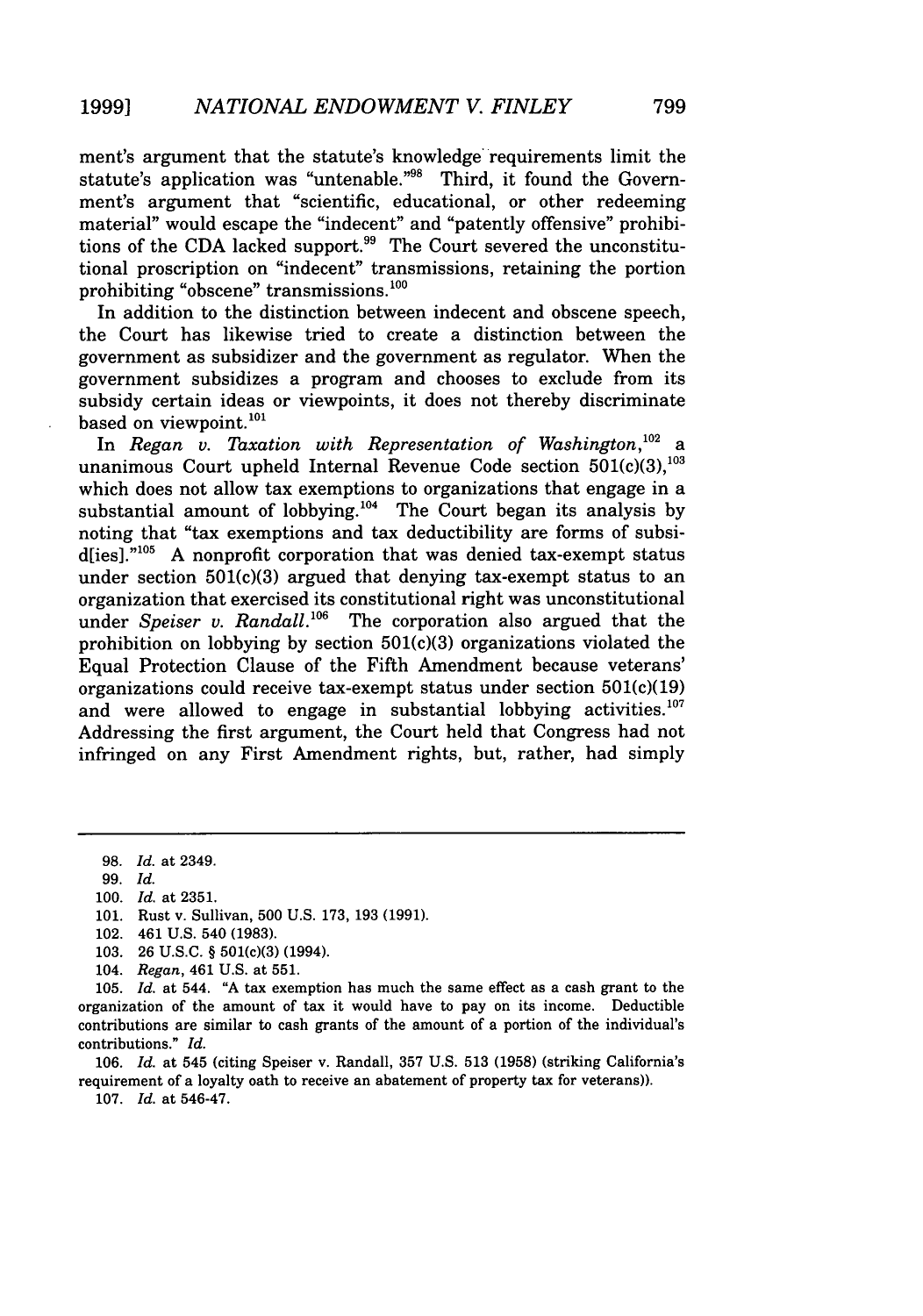ment's argument that the statute's knowledge requirements limit the statute's application was "untenable."[98] Third, it found the Government's argument that "scientific, educational, or other redeeming material" would escape the "indecent" and "patently offensive" prohibitions of the CDA lacked support.[99] The Court severed the unconstitutional proscription on "indecent" transmissions, retaining the portion prohibiting "obscene" transmissions.[100]

In addition to the distinction between indecent and obscene speech, the Court has likewise tried to create a distinction between the government as subsidizer and the government as regulator. When the government subsidizes a program and chooses to exclude from its subsidy certain ideas or viewpoints, it does not thereby discriminate based on viewpoint.[101]

In *Regan v. Taxation with Representation of Washington*,[102] a unanimous Court upheld Internal Revenue Code section 501(c)(3),[103] which does not allow tax exemptions to organizations that engage in a substantial amount of lobbying.[104] The Court began its analysis by noting that "tax exemptions and tax deductibility are forms of subsid[ies]."[105] A nonprofit corporation that was denied tax-exempt status under section 501(c)(3) argued that denying tax-exempt status to an organization that exercised its constitutional right was unconstitutional under *Speiser v. Randall*.[106] The corporation also argued that the prohibition on lobbying by section 501(c)(3) organizations violated the Equal Protection Clause of the Fifth Amendment because veterans' organizations could receive tax-exempt status under section 501(c)(19) and were allowed to engage in substantial lobbying activities.[107] Addressing the first argument, the Court held that Congress had not infringed on any First Amendment rights, but, rather, had simply

---

98. *Id.* at 2349.

99. *Id.*

100. *Id.* at 2351.

101. Rust v. Sullivan, 500 U.S. 173, 193 (1991).

102. 461 U.S. 540 (1983).

103. 26 U.S.C. § 501(c)(3) (1994).

104. *Regan*, 461 U.S. at 551.

105. *Id.* at 544. "A tax exemption has much the same effect as a cash grant to the organization of the amount of tax it would have to pay on its income. Deductible contributions are similar to cash grants of the amount of a portion of the individual's contributions." *Id.*

106. *Id.* at 545 (citing Speiser v. Randall, 357 U.S. 513 (1958) (striking California's requirement of a loyalty oath to receive an abatement of property tax for veterans)).

107. *Id.* at 546-47.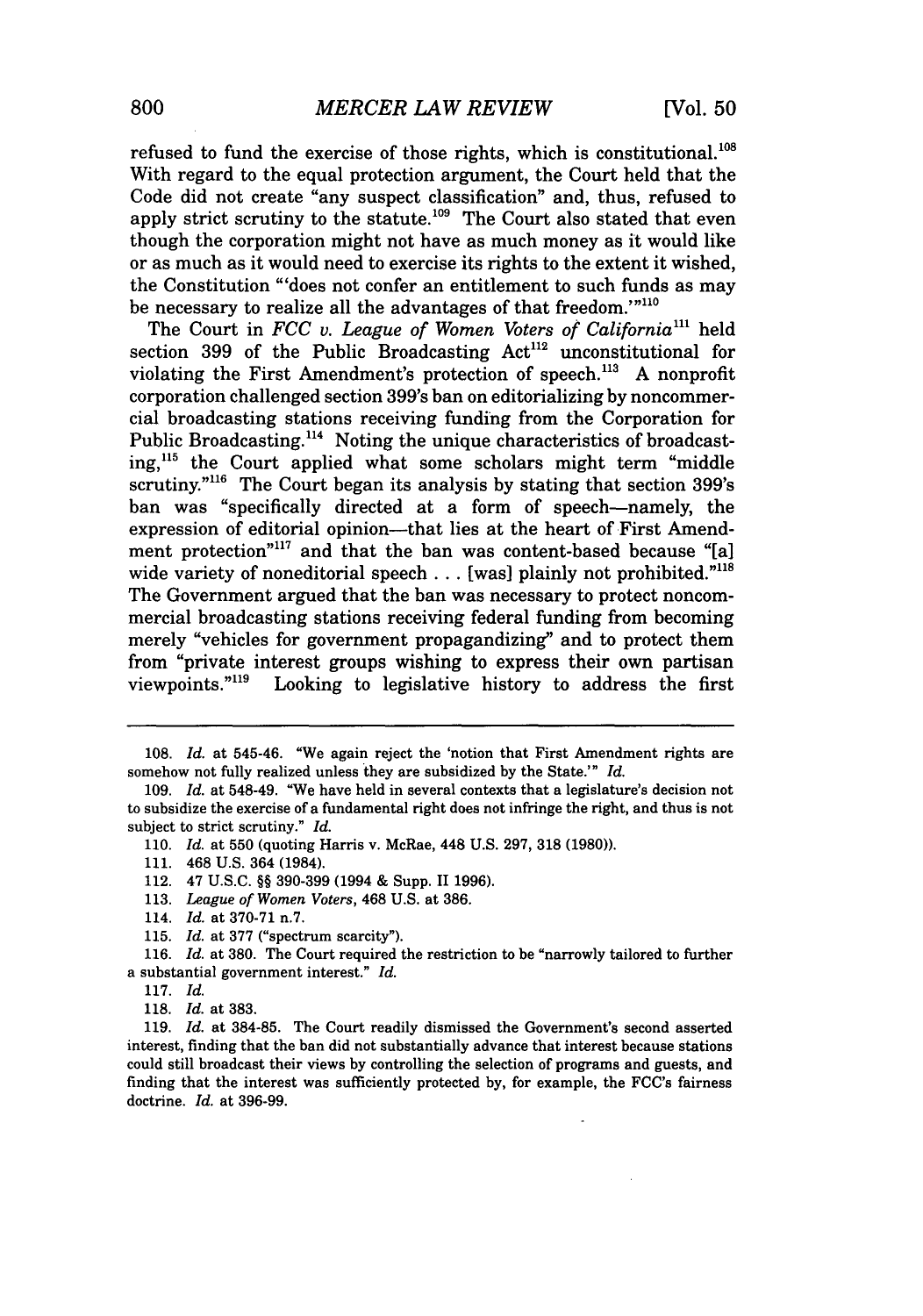refused to fund the exercise of those rights, which is constitutional.[108] With regard to the equal protection argument, the Court held that the Code did not create "any suspect classification" and, thus, refused to apply strict scrutiny to the statute.[109] The Court also stated that even though the corporation might not have as much money as it would like or as much as it would need to exercise its rights to the extent it wished, the Constitution "'does not confer an entitlement to such funds as may be necessary to realize all the advantages of that freedom.'"[110]

The Court in *FCC v. League of Women Voters of California*[111] held section 399 of the Public Broadcasting Act[112] unconstitutional for violating the First Amendment's protection of speech.[113] A nonprofit corporation challenged section 399's ban on editorializing by noncommercial broadcasting stations receiving funding from the Corporation for Public Broadcasting.[114] Noting the unique characteristics of broadcasting,[115] the Court applied what some scholars might term "middle scrutiny."[116] The Court began its analysis by stating that section 399's ban was "specifically directed at a form of speech—namely, the expression of editorial opinion—that lies at the heart of First Amendment protection"[117] and that the ban was content-based because "[a] wide variety of noneditorial speech . . . [was] plainly not prohibited."[118] The Government argued that the ban was necessary to protect noncommercial broadcasting stations receiving federal funding from becoming merely "vehicles for government propagandizing" and to protect them from "private interest groups wishing to express their own partisan viewpoints."[119] Looking to legislative history to address the first

---

108. *Id.* at 545-46. "We again reject the 'notion that First Amendment rights are somehow not fully realized unless they are subsidized by the State.'" *Id.*

109. *Id.* at 548-49. "We have held in several contexts that a legislature's decision not to subsidize the exercise of a fundamental right does not infringe the right, and thus is not subject to strict scrutiny." *Id.*

110. *Id.* at 550 (quoting Harris v. McRae, 448 U.S. 297, 318 (1980)).

111. 468 U.S. 364 (1984).

112. 47 U.S.C. §§ 390-399 (1994 & Supp. II 1996).

113. *League of Women Voters*, 468 U.S. at 386.

114. *Id.* at 370-71 n.7.

115. *Id.* at 377 ("spectrum scarcity").

116. *Id.* at 380. The Court required the restriction to be "narrowly tailored to further a substantial government interest." *Id.*

117. *Id.*

118. *Id.* at 383.

119. *Id.* at 384-85. The Court readily dismissed the Government's second asserted interest, finding that the ban did not substantially advance that interest because stations could still broadcast their views by controlling the selection of programs and guests, and finding that the interest was sufficiently protected by, for example, the FCC's fairness doctrine. *Id.* at 396-99.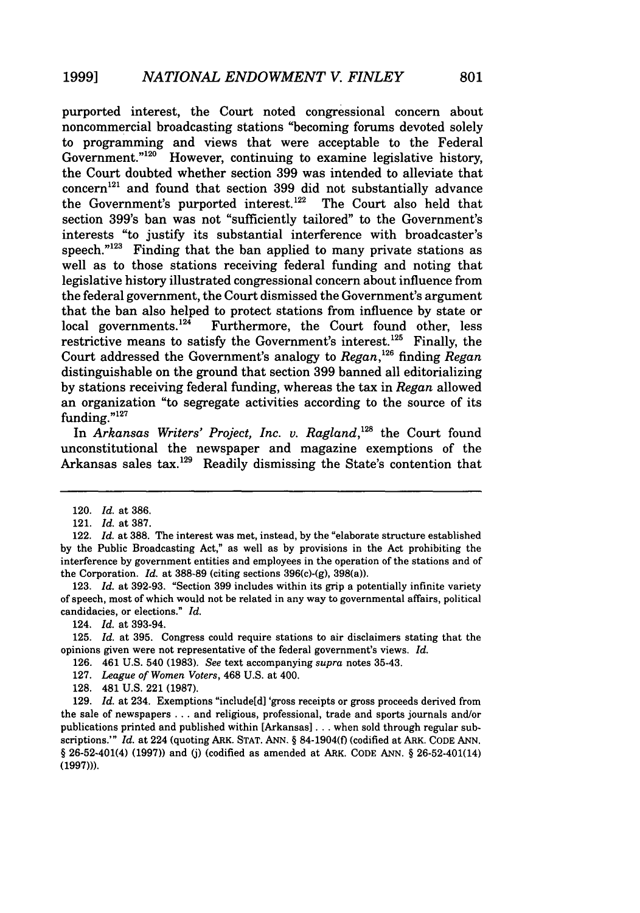purported interest, the Court noted congressional concern about noncommercial broadcasting stations "becoming forums devoted solely to programming and views that were acceptable to the Federal Government."[120] However, continuing to examine legislative history, the Court doubted whether section 399 was intended to alleviate that concern[121] and found that section 399 did not substantially advance the Government's purported interest.[122] The Court also held that section 399's ban was not "sufficiently tailored" to the Government's interests "to justify its substantial interference with broadcaster's speech."[123] Finding that the ban applied to many private stations as well as to those stations receiving federal funding and noting that legislative history illustrated congressional concern about influence from the federal government, the Court dismissed the Government's argument that the ban also helped to protect stations from influence by state or local governments.[124] Furthermore, the Court found other, less restrictive means to satisfy the Government's interest.[125] Finally, the Court addressed the Government's analogy to *Regan*,[126] finding *Regan* distinguishable on the ground that section 399 banned all editorializing by stations receiving federal funding, whereas the tax in *Regan* allowed an organization "to segregate activities according to the source of its funding."[127]

In *Arkansas Writers' Project, Inc. v. Ragland*,[128] the Court found unconstitutional the newspaper and magazine exemptions of the Arkansas sales tax.[129] Readily dismissing the State's contention that

---

120. *Id.* at 386.

121. *Id.* at 387.

122. *Id.* at 388. The interest was met, instead, by the "elaborate structure established by the Public Broadcasting Act," as well as by provisions in the Act prohibiting the interference by government entities and employees in the operation of the stations and of the Corporation. *Id.* at 388-89 (citing sections 396(c)-(g), 398(a)).

123. *Id.* at 392-93. "Section 399 includes within its grip a potentially infinite variety of speech, most of which would not be related in any way to governmental affairs, political candidacies, or elections." *Id.*

124. *Id.* at 393-94.

125. *Id.* at 395. Congress could require stations to air disclaimers stating that the opinions given were not representative of the federal government's views. *Id.*

126. 461 U.S. 540 (1983). *See* text accompanying *supra* notes 35-43.

127. *League of Women Voters*, 468 U.S. at 400.

128. 481 U.S. 221 (1987).

129. *Id.* at 234. Exemptions "include[d] 'gross receipts or gross proceeds derived from the sale of newspapers . . . and religious, professional, trade and sports journals and/or publications printed and published within [Arkansas] . . . when sold through regular subscriptions.'" *Id.* at 224 (quoting ARK. STAT. ANN. § 84-1904(f) (codified at ARK. CODE ANN. § 26-52-401(4) (1997)) and (j) (codified as amended at ARK. CODE ANN. § 26-52-401(14) (1997))).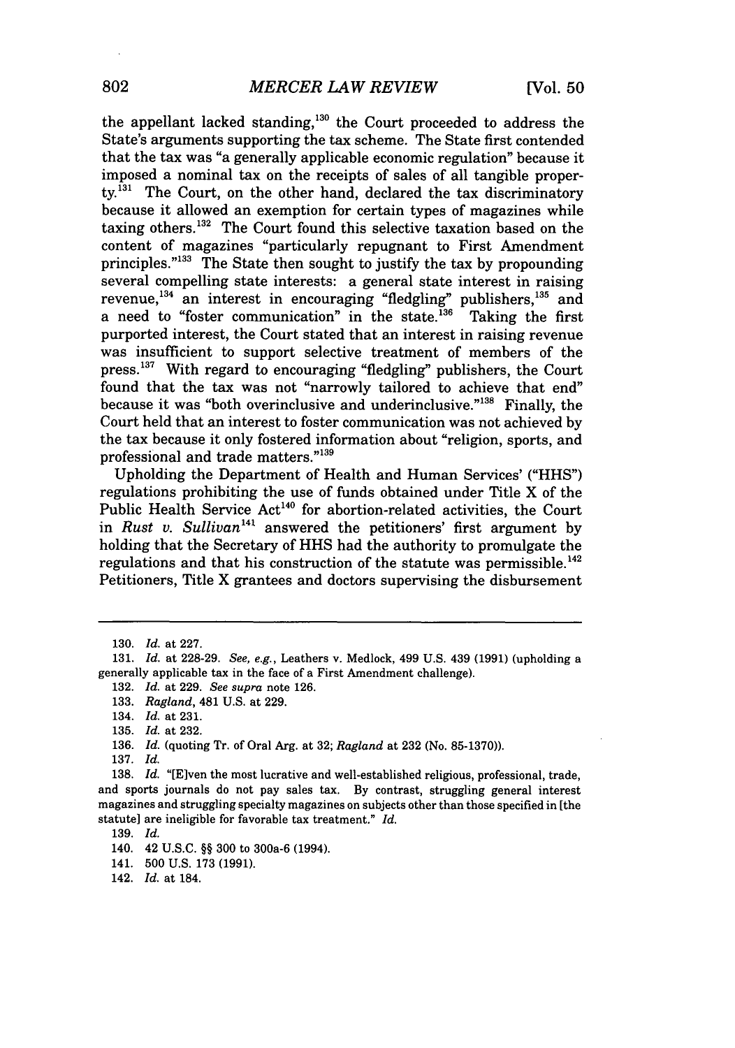the appellant lacked standing,[130] the Court proceeded to address the State's arguments supporting the tax scheme. The State first contended that the tax was "a generally applicable economic regulation" because it imposed a nominal tax on the receipts of sales of all tangible property.[131] The Court, on the other hand, declared the tax discriminatory because it allowed an exemption for certain types of magazines while taxing others.[132] The Court found this selective taxation based on the content of magazines "particularly repugnant to First Amendment principles."[133] The State then sought to justify the tax by propounding several compelling state interests: a general state interest in raising revenue,[134] an interest in encouraging "fledgling" publishers,[135] and a need to "foster communication" in the state.[136] Taking the first purported interest, the Court stated that an interest in raising revenue was insufficient to support selective treatment of members of the press.[137] With regard to encouraging "fledgling" publishers, the Court found that the tax was not "narrowly tailored to achieve that end" because it was "both overinclusive and underinclusive."[138] Finally, the Court held that an interest to foster communication was not achieved by the tax because it only fostered information about "religion, sports, and professional and trade matters."[139]

Upholding the Department of Health and Human Services' ("HHS") regulations prohibiting the use of funds obtained under Title X of the Public Health Service Act[140] for abortion-related activities, the Court in *Rust v. Sullivan*[141] answered the petitioners' first argument by holding that the Secretary of HHS had the authority to promulgate the regulations and that his construction of the statute was permissible.[142] Petitioners, Title X grantees and doctors supervising the disbursement

---

130. *Id.* at 227.

131. *Id.* at 228-29. *See, e.g.*, Leathers v. Medlock, 499 U.S. 439 (1991) (upholding a generally applicable tax in the face of a First Amendment challenge).

132. *Id.* at 229. *See supra* note 126.

133. *Ragland*, 481 U.S. at 229.

134. *Id.* at 231.

135. *Id.* at 232.

136. *Id.* (quoting Tr. of Oral Arg. at 32; *Ragland* at 232 (No. 85-1370)).

137. *Id.*

138. *Id.* "[E]ven the most lucrative and well-established religious, professional, trade, and sports journals do not pay sales tax. By contrast, struggling general interest magazines and struggling specialty magazines on subjects other than those specified in [the statute] are ineligible for favorable tax treatment." *Id.*

139. *Id.*

140. 42 U.S.C. §§ 300 to 300a-6 (1994).

141. 500 U.S. 173 (1991).

142. *Id.* at 184.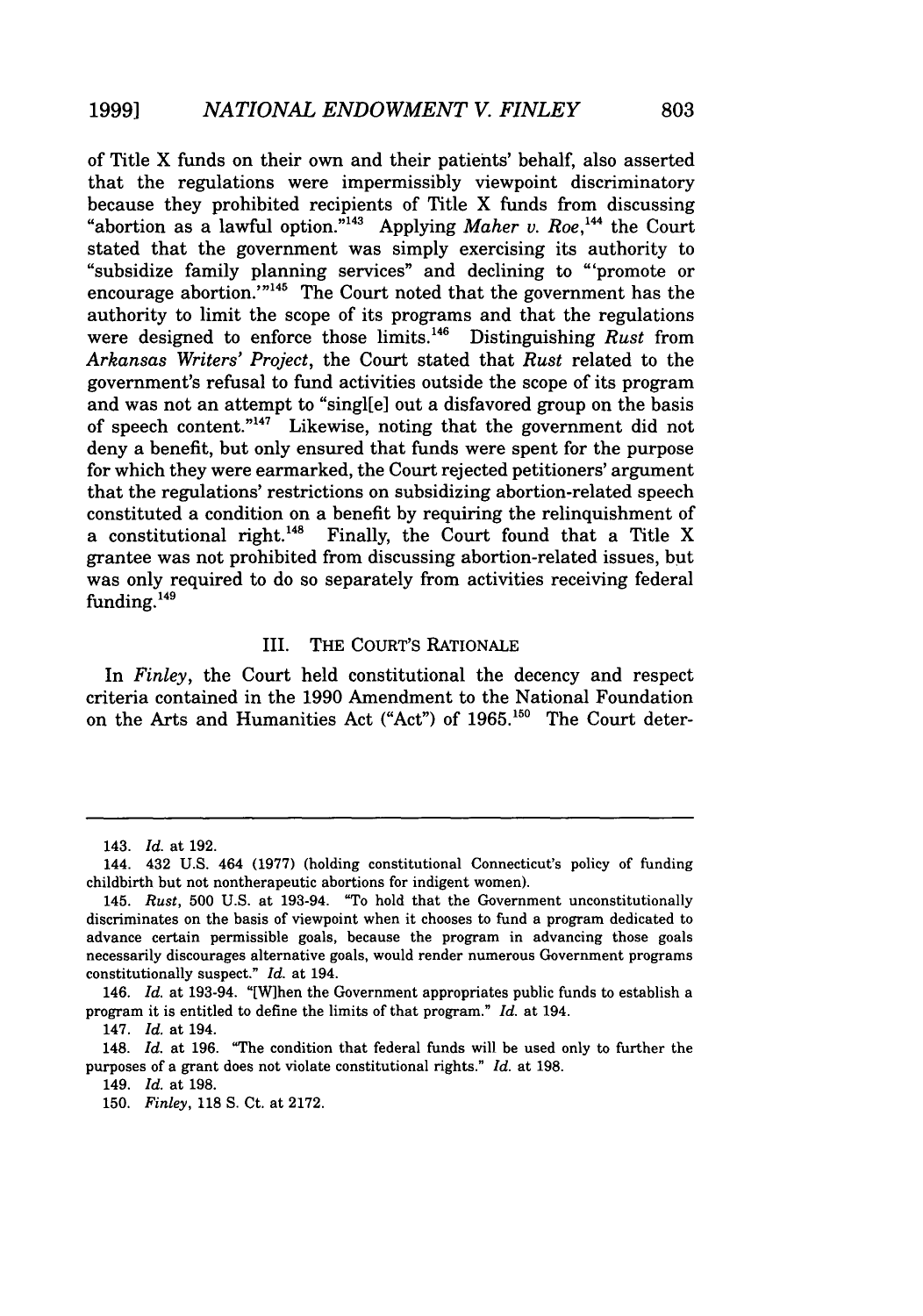of Title X funds on their own and their patients' behalf, also asserted that the regulations were impermissibly viewpoint discriminatory because they prohibited recipients of Title X funds from discussing "abortion as a lawful option."[143] Applying *Maher v. Roe*,[144] the Court stated that the government was simply exercising its authority to "subsidize family planning services" and declining to "'promote or encourage abortion.'"[145] The Court noted that the government has the authority to limit the scope of its programs and that the regulations were designed to enforce those limits.[146] Distinguishing *Rust* from *Arkansas Writers' Project*, the Court stated that *Rust* related to the government's refusal to fund activities outside the scope of its program and was not an attempt to "singl[e] out a disfavored group on the basis of speech content."[147] Likewise, noting that the government did not deny a benefit, but only ensured that funds were spent for the purpose for which they were earmarked, the Court rejected petitioners' argument that the regulations' restrictions on subsidizing abortion-related speech constituted a condition on a benefit by requiring the relinquishment of a constitutional right.[148] Finally, the Court found that a Title X grantee was not prohibited from discussing abortion-related issues, but was only required to do so separately from activities receiving federal funding.[149]

## III. THE COURT'S RATIONALE

In *Finley*, the Court held constitutional the decency and respect criteria contained in the 1990 Amendment to the National Foundation on the Arts and Humanities Act ("Act") of 1965.[150] The Court deter-

---

143. *Id.* at 192.

144. 432 U.S. 464 (1977) (holding constitutional Connecticut's policy of funding childbirth but not nontherapeutic abortions for indigent women).

145. *Rust*, 500 U.S. at 193-94. "To hold that the Government unconstitutionally discriminates on the basis of viewpoint when it chooses to fund a program dedicated to advance certain permissible goals, because the program in advancing those goals necessarily discourages alternative goals, would render numerous Government programs constitutionally suspect." *Id.* at 194.

146. *Id.* at 193-94. "[W]hen the Government appropriates public funds to establish a program it is entitled to define the limits of that program." *Id.* at 194.

147. *Id.* at 194.

148. *Id.* at 196. "The condition that federal funds will be used only to further the purposes of a grant does not violate constitutional rights." *Id.* at 198.

149. *Id.* at 198.

150. *Finley*, 118 S. Ct. at 2172.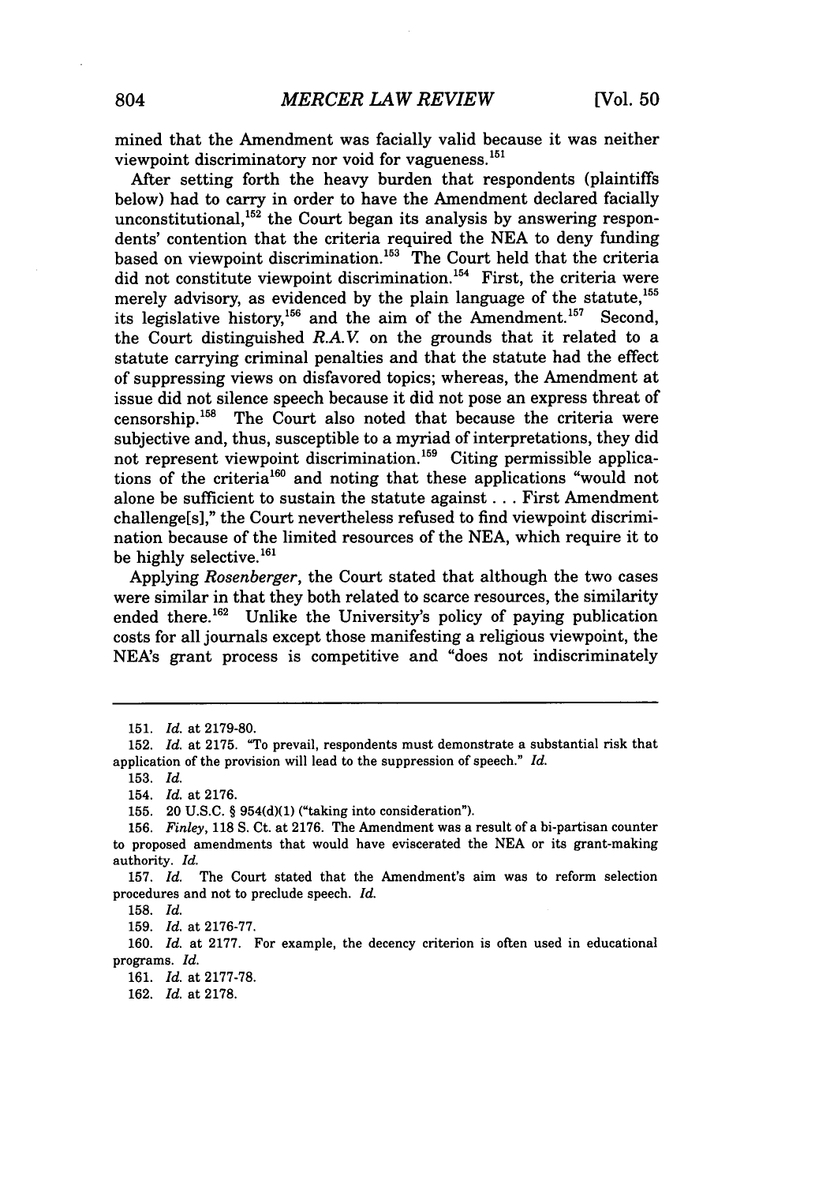mined that the Amendment was facially valid because it was neither viewpoint discriminatory nor void for vagueness.[151]

After setting forth the heavy burden that respondents (plaintiffs below) had to carry in order to have the Amendment declared facially unconstitutional,[152] the Court began its analysis by answering respondents' contention that the criteria required the NEA to deny funding based on viewpoint discrimination.[153] The Court held that the criteria did not constitute viewpoint discrimination.[154] First, the criteria were merely advisory, as evidenced by the plain language of the statute,[155] its legislative history,[156] and the aim of the Amendment.[157] Second, the Court distinguished *R.A.V.* on the grounds that it related to a statute carrying criminal penalties and that the statute had the effect of suppressing views on disfavored topics; whereas, the Amendment at issue did not silence speech because it did not pose an express threat of censorship.[158] The Court also noted that because the criteria were subjective and, thus, susceptible to a myriad of interpretations, they did not represent viewpoint discrimination.[159] Citing permissible applications of the criteria[160] and noting that these applications "would not alone be sufficient to sustain the statute against . . . First Amendment challenge[s]," the Court nevertheless refused to find viewpoint discrimination because of the limited resources of the NEA, which require it to be highly selective.[161]

Applying *Rosenberger*, the Court stated that although the two cases were similar in that they both related to scarce resources, the similarity ended there.[162] Unlike the University's policy of paying publication costs for all journals except those manifesting a religious viewpoint, the NEA's grant process is competitive and "does not indiscriminately

---

151. *Id.* at 2179-80.

152. *Id.* at 2175. "To prevail, respondents must demonstrate a substantial risk that application of the provision will lead to the suppression of speech." *Id.*

153. *Id.*

154. *Id.* at 2176.

155. 20 U.S.C. § 954(d)(1) ("taking into consideration").

156. *Finley*, 118 S. Ct. at 2176. The Amendment was a result of a bi-partisan counter to proposed amendments that would have eviscerated the NEA or its grant-making authority. *Id.*

157. *Id.* The Court stated that the Amendment's aim was to reform selection procedures and not to preclude speech. *Id.*

158. *Id.*

159. *Id.* at 2176-77.

160. *Id.* at 2177. For example, the decency criterion is often used in educational programs. *Id.*

161. *Id.* at 2177-78.

162. *Id.* at 2178.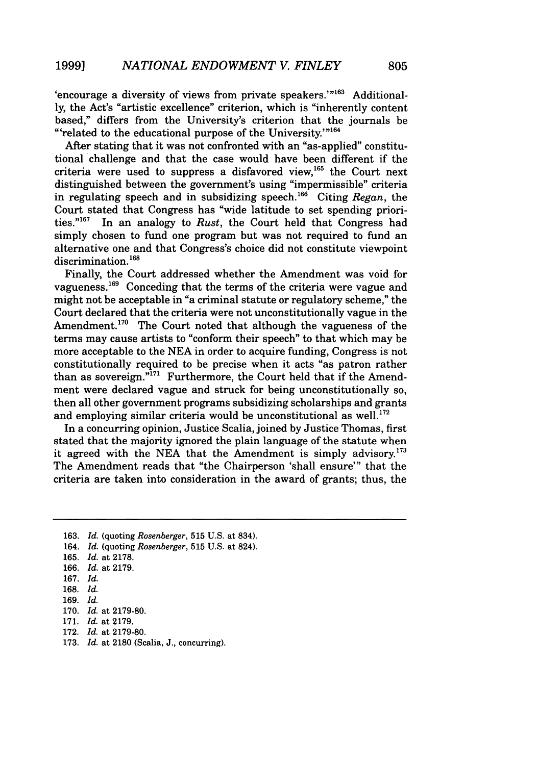'encourage a diversity of views from private speakers.'"[163] Additionally, the Act's "artistic excellence" criterion, which is "inherently content based," differs from the University's criterion that the journals be "'related to the educational purpose of the University.'"[164]

After stating that it was not confronted with an "as-applied" constitutional challenge and that the case would have been different if the criteria were used to suppress a disfavored view,[165] the Court next distinguished between the government's using "impermissible" criteria in regulating speech and in subsidizing speech.[166] Citing *Regan*, the Court stated that Congress has "wide latitude to set spending priorities."[167] In an analogy to *Rust*, the Court held that Congress had simply chosen to fund one program but was not required to fund an alternative one and that Congress's choice did not constitute viewpoint discrimination.[168]

Finally, the Court addressed whether the Amendment was void for vagueness.[169] Conceding that the terms of the criteria were vague and might not be acceptable in "a criminal statute or regulatory scheme," the Court declared that the criteria were not unconstitutionally vague in the Amendment.[170] The Court noted that although the vagueness of the terms may cause artists to "conform their speech" to that which may be more acceptable to the NEA in order to acquire funding, Congress is not constitutionally required to be precise when it acts "as patron rather than as sovereign."[171] Furthermore, the Court held that if the Amendment were declared vague and struck for being unconstitutionally so, then all other government programs subsidizing scholarships and grants and employing similar criteria would be unconstitutional as well.[172]

In a concurring opinion, Justice Scalia, joined by Justice Thomas, first stated that the majority ignored the plain language of the statute when it agreed with the NEA that the Amendment is simply advisory.[173] The Amendment reads that "the Chairperson 'shall ensure'" that the criteria are taken into consideration in the award of grants; thus, the

---

163. *Id.* (quoting *Rosenberger*, 515 U.S. at 834).
164. *Id.* (quoting *Rosenberger*, 515 U.S. at 824).
165. *Id.* at 2178.
166. *Id.* at 2179.
167. *Id.*
168. *Id.*
169. *Id.*
170. *Id.* at 2179-80.
171. *Id.* at 2179.
172. *Id.* at 2179-80.
173. *Id.* at 2180 (Scalia, J., concurring).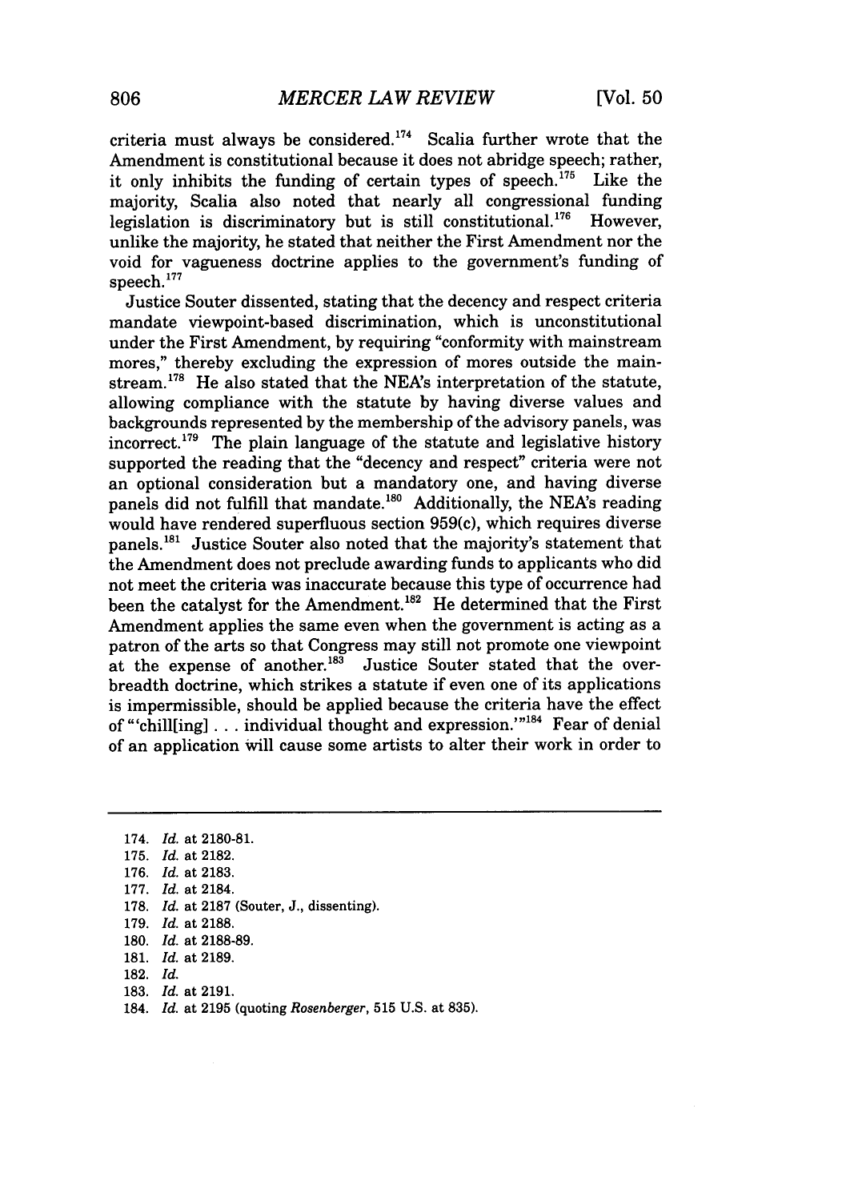criteria must always be considered.[174] Scalia further wrote that the Amendment is constitutional because it does not abridge speech; rather, it only inhibits the funding of certain types of speech.[175] Like the majority, Scalia also noted that nearly all congressional funding legislation is discriminatory but is still constitutional.[176] However, unlike the majority, he stated that neither the First Amendment nor the void for vagueness doctrine applies to the government's funding of speech.[177]

Justice Souter dissented, stating that the decency and respect criteria mandate viewpoint-based discrimination, which is unconstitutional under the First Amendment, by requiring "conformity with mainstream mores," thereby excluding the expression of mores outside the mainstream.[178] He also stated that the NEA's interpretation of the statute, allowing compliance with the statute by having diverse values and backgrounds represented by the membership of the advisory panels, was incorrect.[179] The plain language of the statute and legislative history supported the reading that the "decency and respect" criteria were not an optional consideration but a mandatory one, and having diverse panels did not fulfill that mandate.[180] Additionally, the NEA's reading would have rendered superfluous section 959(c), which requires diverse panels.[181] Justice Souter also noted that the majority's statement that the Amendment does not preclude awarding funds to applicants who did not meet the criteria was inaccurate because this type of occurrence had been the catalyst for the Amendment.[182] He determined that the First Amendment applies the same even when the government is acting as a patron of the arts so that Congress may still not promote one viewpoint at the expense of another.[183] Justice Souter stated that the overbreadth doctrine, which strikes a statute if even one of its applications is impermissible, should be applied because the criteria have the effect of "'chill[ing] . . . individual thought and expression.'"[184] Fear of denial of an application will cause some artists to alter their work in order to

---

174. *Id.* at 2180-81.
175. *Id.* at 2182.
176. *Id.* at 2183.
177. *Id.* at 2184.
178. *Id.* at 2187 (Souter, J., dissenting).
179. *Id.* at 2188.
180. *Id.* at 2188-89.
181. *Id.* at 2189.
182. *Id.*
183. *Id.* at 2191.
184. *Id.* at 2195 (quoting *Rosenberger*, 515 U.S. at 835).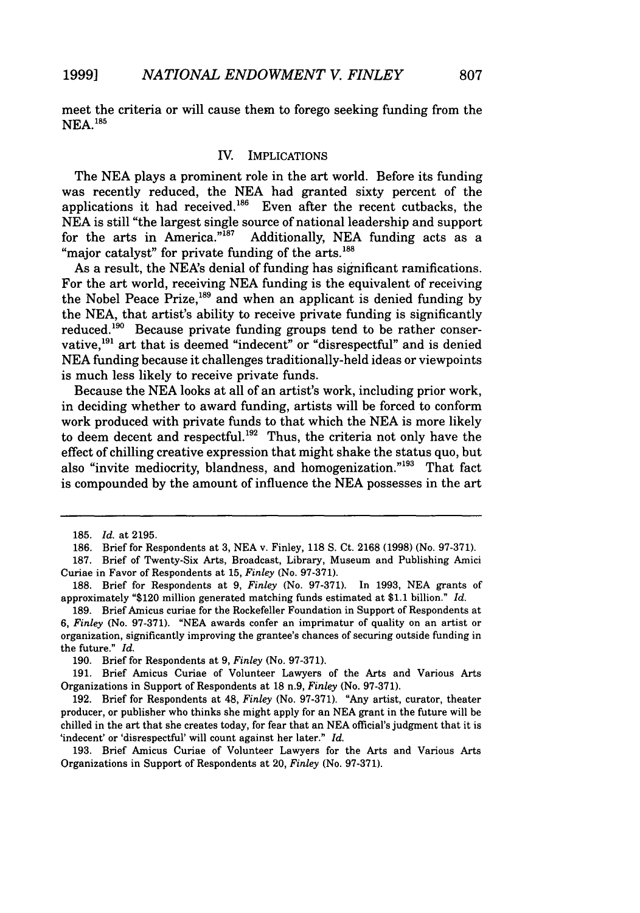meet the criteria or will cause them to forego seeking funding from the NEA.[185]

## IV. IMPLICATIONS

The NEA plays a prominent role in the art world. Before its funding was recently reduced, the NEA had granted sixty percent of the applications it had received.[186] Even after the recent cutbacks, the NEA is still "the largest single source of national leadership and support for the arts in America."[187] Additionally, NEA funding acts as a "major catalyst" for private funding of the arts.[188]

As a result, the NEA's denial of funding has significant ramifications. For the art world, receiving NEA funding is the equivalent of receiving the Nobel Peace Prize,[189] and when an applicant is denied funding by the NEA, that artist's ability to receive private funding is significantly reduced.[190] Because private funding groups tend to be rather conservative,[191] art that is deemed "indecent" or "disrespectful" and is denied NEA funding because it challenges traditionally-held ideas or viewpoints is much less likely to receive private funds.

Because the NEA looks at all of an artist's work, including prior work, in deciding whether to award funding, artists will be forced to conform work produced with private funds to that which the NEA is more likely to deem decent and respectful.[192] Thus, the criteria not only have the effect of chilling creative expression that might shake the status quo, but also "invite mediocrity, blandness, and homogenization."[193] That fact is compounded by the amount of influence the NEA possesses in the art

---

185. *Id.* at 2195.

186. Brief for Respondents at 3, NEA v. Finley, 118 S. Ct. 2168 (1998) (No. 97-371).

187. Brief of Twenty-Six Arts, Broadcast, Library, Museum and Publishing Amici Curiae in Favor of Respondents at 15, *Finley* (No. 97-371).

188. Brief for Respondents at 9, *Finley* (No. 97-371). In 1993, NEA grants of approximately "$120 million generated matching funds estimated at $1.1 billion." *Id.*

189. Brief Amicus curiae for the Rockefeller Foundation in Support of Respondents at 6, *Finley* (No. 97-371). "NEA awards confer an imprimatur of quality on an artist or organization, significantly improving the grantee's chances of securing outside funding in the future." *Id.*

190. Brief for Respondents at 9, *Finley* (No. 97-371).

191. Brief Amicus Curiae of Volunteer Lawyers of the Arts and Various Arts Organizations in Support of Respondents at 18 n.9, *Finley* (No. 97-371).

192. Brief for Respondents at 48, *Finley* (No. 97-371). "Any artist, curator, theater producer, or publisher who thinks she might apply for an NEA grant in the future will be chilled in the art that she creates today, for fear that an NEA official's judgment that it is 'indecent' or 'disrespectful' will count against her later." *Id.*

193. Brief Amicus Curiae of Volunteer Lawyers for the Arts and Various Arts Organizations in Support of Respondents at 20, *Finley* (No. 97-371).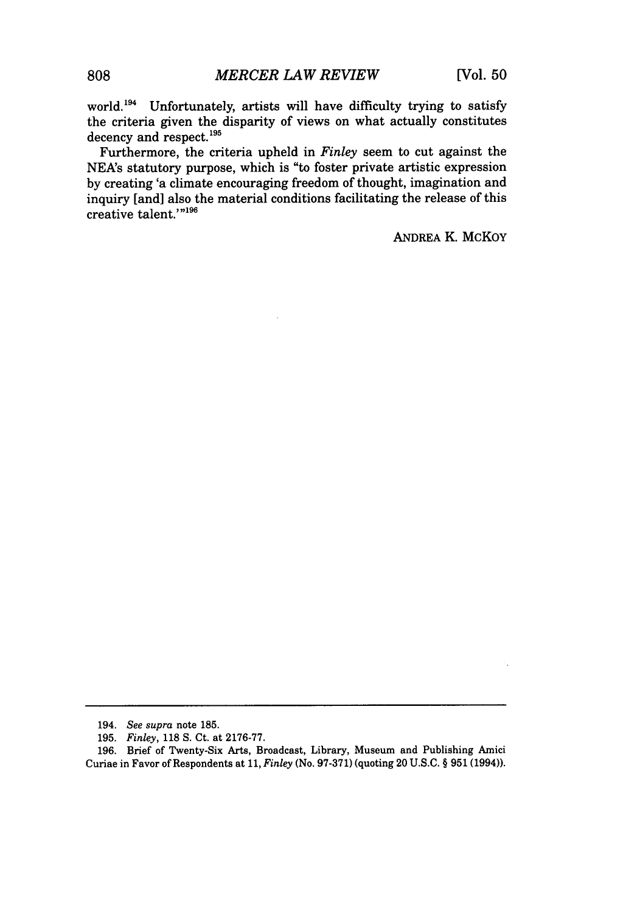world.[194] Unfortunately, artists will have difficulty trying to satisfy the criteria given the disparity of views on what actually constitutes decency and respect.[195]

Furthermore, the criteria upheld in *Finley* seem to cut against the NEA's statutory purpose, which is "to foster private artistic expression by creating 'a climate encouraging freedom of thought, imagination and inquiry [and] also the material conditions facilitating the release of this creative talent.'"[196]

ANDREA K. MCKOY

---

194. *See supra* note 185.

195. *Finley*, 118 S. Ct. at 2176-77.

196. Brief of Twenty-Six Arts, Broadcast, Library, Museum and Publishing Amici Curiae in Favor of Respondents at 11, *Finley* (No. 97-371) (quoting 20 U.S.C. § 951 (1994)).